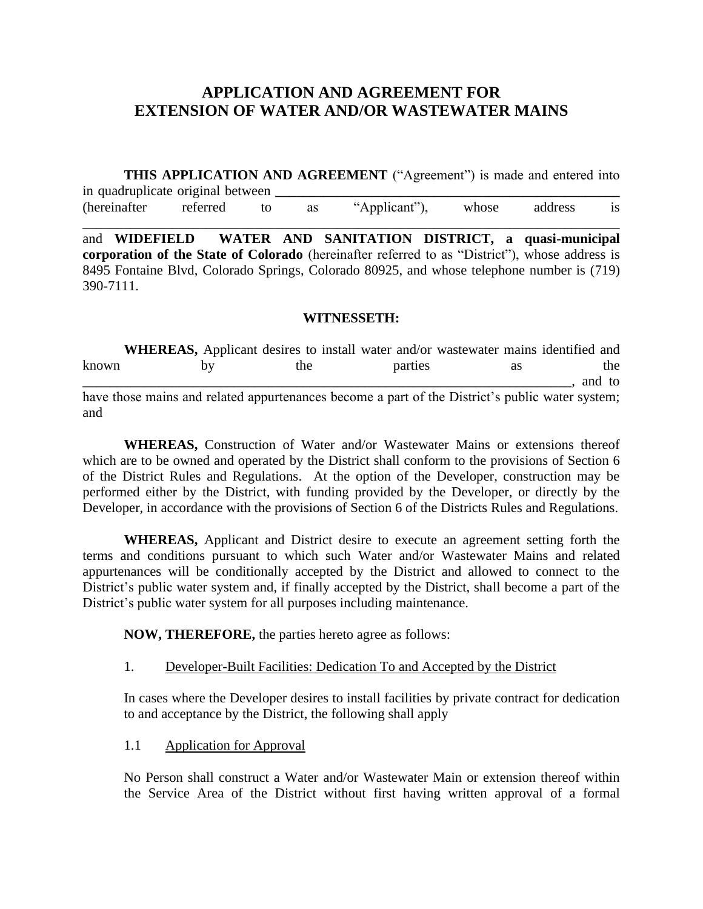# APPLICATION AND AGREEMENT FOR EXTENSION OF WATER AND/OR WASTEWATER MAINS

**THIS APPLICATION AND AGREEMENT** ("Agreement") is made and entered into in quadruplicate original between ________________________________________ (hereinafter referred to as "Applicant"), whose address is ________________________________________________________________ and **WIDEFIELD WATER AND SANITATION DISTRICT, a quasi-municipal corporation of the State of Colorado** (hereinafter referred to as "District"), whose address is 8495 Fontaine Blvd, Colorado Springs, Colorado 80925, and whose telephone number is (719) 390-7111.

**WITNESSETH:**

**WHEREAS,** Applicant desires to install water and/or wastewater mains identified and known by the parties as the ________________________________________________________________, and to have those mains and related appurtenances become a part of the District's public water system; and

**WHEREAS,** Construction of Water and/or Wastewater Mains or extensions thereof which are to be owned and operated by the District shall conform to the provisions of Section 6 of the District Rules and Regulations. At the option of the Developer, construction may be performed either by the District, with funding provided by the Developer, or directly by the Developer, in accordance with the provisions of Section 6 of the Districts Rules and Regulations.

**WHEREAS,** Applicant and District desire to execute an agreement setting forth the terms and conditions pursuant to which such Water and/or Wastewater Mains and related appurtenances will be conditionally accepted by the District and allowed to connect to the District's public water system and, if finally accepted by the District, shall become a part of the District's public water system for all purposes including maintenance.

**NOW, THEREFORE,** the parties hereto agree as follows:

1. Developer-Built Facilities: Dedication To and Accepted by the District

In cases where the Developer desires to install facilities by private contract for dedication to and acceptance by the District, the following shall apply

1.1 Application for Approval

No Person shall construct a Water and/or Wastewater Main or extension thereof within the Service Area of the District without first having written approval of a formal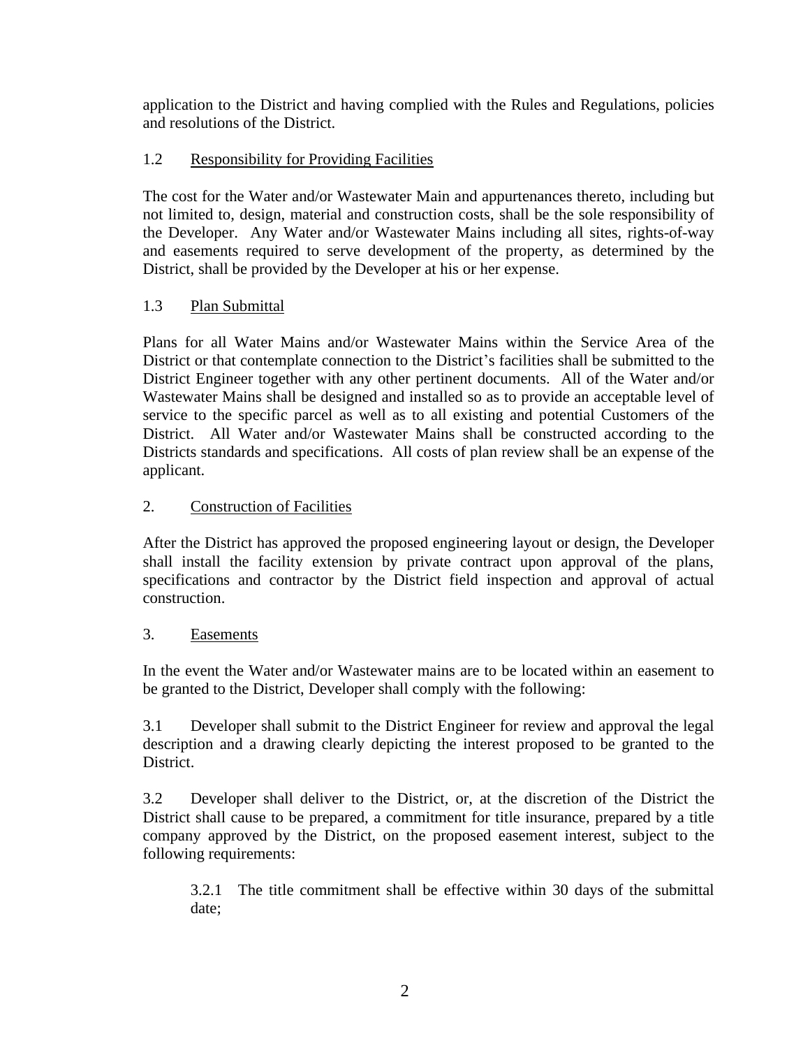application to the District and having complied with the Rules and Regulations, policies and resolutions of the District.

### 1.2 Responsibility for Providing Facilities

The cost for the Water and/or Wastewater Main and appurtenances thereto, including but not limited to, design, material and construction costs, shall be the sole responsibility of the Developer. Any Water and/or Wastewater Mains including all sites, rights-of-way and easements required to serve development of the property, as determined by the District, shall be provided by the Developer at his or her expense.

### 1.3 Plan Submittal

Plans for all Water Mains and/or Wastewater Mains within the Service Area of the District or that contemplate connection to the District's facilities shall be submitted to the District Engineer together with any other pertinent documents. All of the Water and/or Wastewater Mains shall be designed and installed so as to provide an acceptable level of service to the specific parcel as well as to all existing and potential Customers of the District. All Water and/or Wastewater Mains shall be constructed according to the Districts standards and specifications. All costs of plan review shall be an expense of the applicant.

## 2. Construction of Facilities

After the District has approved the proposed engineering layout or design, the Developer shall install the facility extension by private contract upon approval of the plans, specifications and contractor by the District field inspection and approval of actual construction.

## 3. Easements

In the event the Water and/or Wastewater mains are to be located within an easement to be granted to the District, Developer shall comply with the following:

3.1 Developer shall submit to the District Engineer for review and approval the legal description and a drawing clearly depicting the interest proposed to be granted to the District.

3.2 Developer shall deliver to the District, or, at the discretion of the District the District shall cause to be prepared, a commitment for title insurance, prepared by a title company approved by the District, on the proposed easement interest, subject to the following requirements:

> 3.2.1 The title commitment shall be effective within 30 days of the submittal date;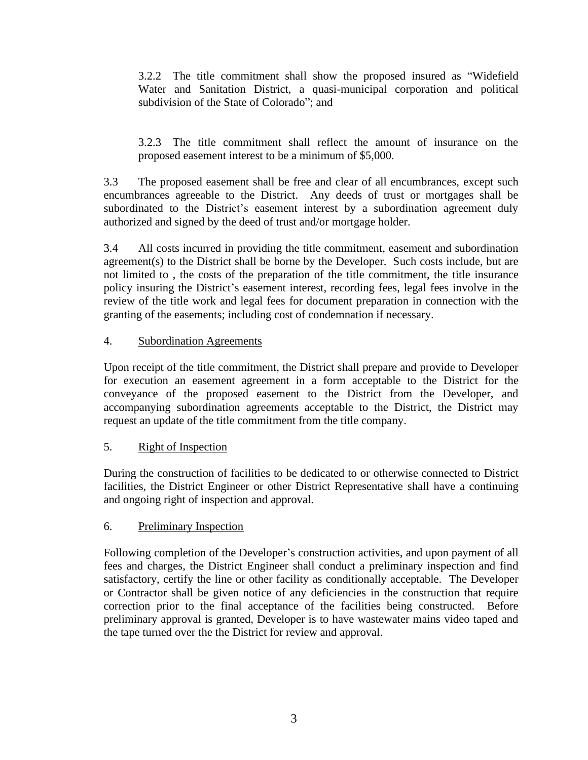3.2.2 The title commitment shall show the proposed insured as "Widefield Water and Sanitation District, a quasi-municipal corporation and political subdivision of the State of Colorado"; and

3.2.3 The title commitment shall reflect the amount of insurance on the proposed easement interest to be a minimum of $5,000.

3.3 The proposed easement shall be free and clear of all encumbrances, except such encumbrances agreeable to the District. Any deeds of trust or mortgages shall be subordinated to the District's easement interest by a subordination agreement duly authorized and signed by the deed of trust and/or mortgage holder.

3.4 All costs incurred in providing the title commitment, easement and subordination agreement(s) to the District shall be borne by the Developer. Such costs include, but are not limited to , the costs of the preparation of the title commitment, the title insurance policy insuring the District's easement interest, recording fees, legal fees involve in the review of the title work and legal fees for document preparation in connection with the granting of the easements; including cost of condemnation if necessary.

4. Subordination Agreements

Upon receipt of the title commitment, the District shall prepare and provide to Developer for execution an easement agreement in a form acceptable to the District for the conveyance of the proposed easement to the District from the Developer, and accompanying subordination agreements acceptable to the District, the District may request an update of the title commitment from the title company.

5. Right of Inspection

During the construction of facilities to be dedicated to or otherwise connected to District facilities, the District Engineer or other District Representative shall have a continuing and ongoing right of inspection and approval.

6. Preliminary Inspection

Following completion of the Developer's construction activities, and upon payment of all fees and charges, the District Engineer shall conduct a preliminary inspection and find satisfactory, certify the line or other facility as conditionally acceptable. The Developer or Contractor shall be given notice of any deficiencies in the construction that require correction prior to the final acceptance of the facilities being constructed. Before preliminary approval is granted, Developer is to have wastewater mains video taped and the tape turned over the the District for review and approval.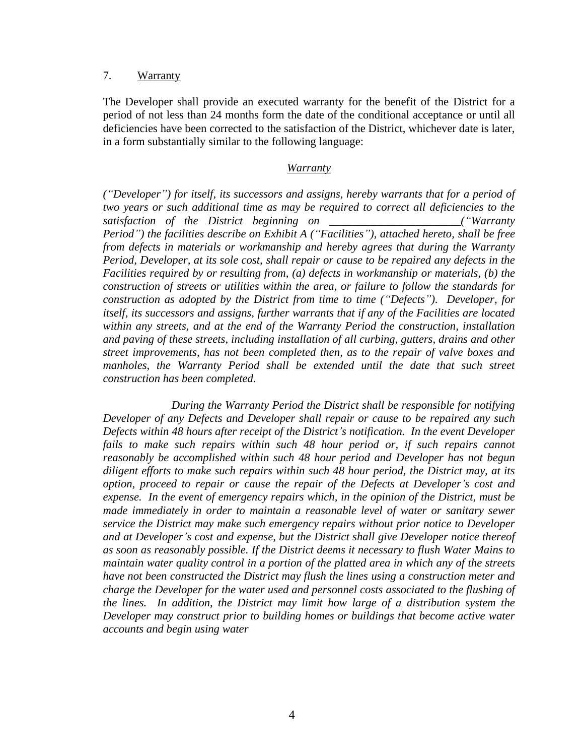7. <u>Warranty</u>

The Developer shall provide an executed warranty for the benefit of the District for a period of not less than 24 months form the date of the conditional acceptance or until all deficiencies have been corrected to the satisfaction of the District, whichever date is later, in a form substantially similar to the following language:

*<u>Warranty</u>*

*("Developer") for itself, its successors and assigns, hereby warrants that for a period of two years or such additional time as may be required to correct all deficiencies to the satisfaction of the District beginning on ______________________("Warranty Period") the facilities describe on Exhibit A ("Facilities"), attached hereto, shall be free from defects in materials or workmanship and hereby agrees that during the Warranty Period, Developer, at its sole cost, shall repair or cause to be repaired any defects in the Facilities required by or resulting from, (a) defects in workmanship or materials, (b) the construction of streets or utilities within the area, or failure to follow the standards for construction as adopted by the District from time to time ("Defects"). Developer, for itself, its successors and assigns, further warrants that if any of the Facilities are located within any streets, and at the end of the Warranty Period the construction, installation and paving of these streets, including installation of all curbing, gutters, drains and other street improvements, has not been completed then, as to the repair of valve boxes and manholes, the Warranty Period shall be extended until the date that such street construction has been completed.*

*During the Warranty Period the District shall be responsible for notifying Developer of any Defects and Developer shall repair or cause to be repaired any such Defects within 48 hours after receipt of the District's notification. In the event Developer fails to make such repairs within such 48 hour period or, if such repairs cannot reasonably be accomplished within such 48 hour period and Developer has not begun diligent efforts to make such repairs within such 48 hour period, the District may, at its option, proceed to repair or cause the repair of the Defects at Developer's cost and expense. In the event of emergency repairs which, in the opinion of the District, must be made immediately in order to maintain a reasonable level of water or sanitary sewer service the District may make such emergency repairs without prior notice to Developer and at Developer's cost and expense, but the District shall give Developer notice thereof as soon as reasonably possible. If the District deems it necessary to flush Water Mains to maintain water quality control in a portion of the platted area in which any of the streets have not been constructed the District may flush the lines using a construction meter and charge the Developer for the water used and personnel costs associated to the flushing of the lines. In addition, the District may limit how large of a distribution system the Developer may construct prior to building homes or buildings that become active water accounts and begin using water*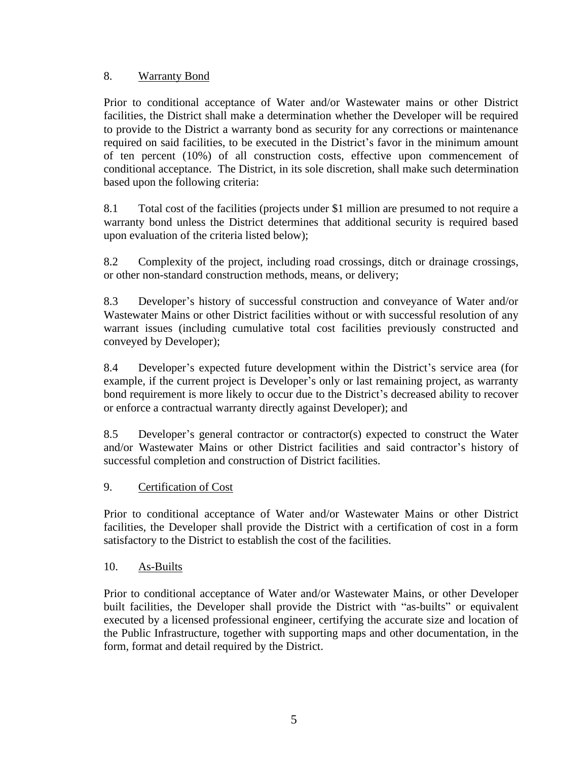## 8. Warranty Bond

Prior to conditional acceptance of Water and/or Wastewater mains or other District facilities, the District shall make a determination whether the Developer will be required to provide to the District a warranty bond as security for any corrections or maintenance required on said facilities, to be executed in the District's favor in the minimum amount of ten percent (10%) of all construction costs, effective upon commencement of conditional acceptance. The District, in its sole discretion, shall make such determination based upon the following criteria:

8.1 Total cost of the facilities (projects under $1 million are presumed to not require a warranty bond unless the District determines that additional security is required based upon evaluation of the criteria listed below);

8.2 Complexity of the project, including road crossings, ditch or drainage crossings, or other non-standard construction methods, means, or delivery;

8.3 Developer's history of successful construction and conveyance of Water and/or Wastewater Mains or other District facilities without or with successful resolution of any warrant issues (including cumulative total cost facilities previously constructed and conveyed by Developer);

8.4 Developer's expected future development within the District's service area (for example, if the current project is Developer's only or last remaining project, as warranty bond requirement is more likely to occur due to the District's decreased ability to recover or enforce a contractual warranty directly against Developer); and

8.5 Developer's general contractor or contractor(s) expected to construct the Water and/or Wastewater Mains or other District facilities and said contractor's history of successful completion and construction of District facilities.

## 9. Certification of Cost

Prior to conditional acceptance of Water and/or Wastewater Mains or other District facilities, the Developer shall provide the District with a certification of cost in a form satisfactory to the District to establish the cost of the facilities.

## 10. As-Builts

Prior to conditional acceptance of Water and/or Wastewater Mains, or other Developer built facilities, the Developer shall provide the District with "as-builts" or equivalent executed by a licensed professional engineer, certifying the accurate size and location of the Public Infrastructure, together with supporting maps and other documentation, in the form, format and detail required by the District.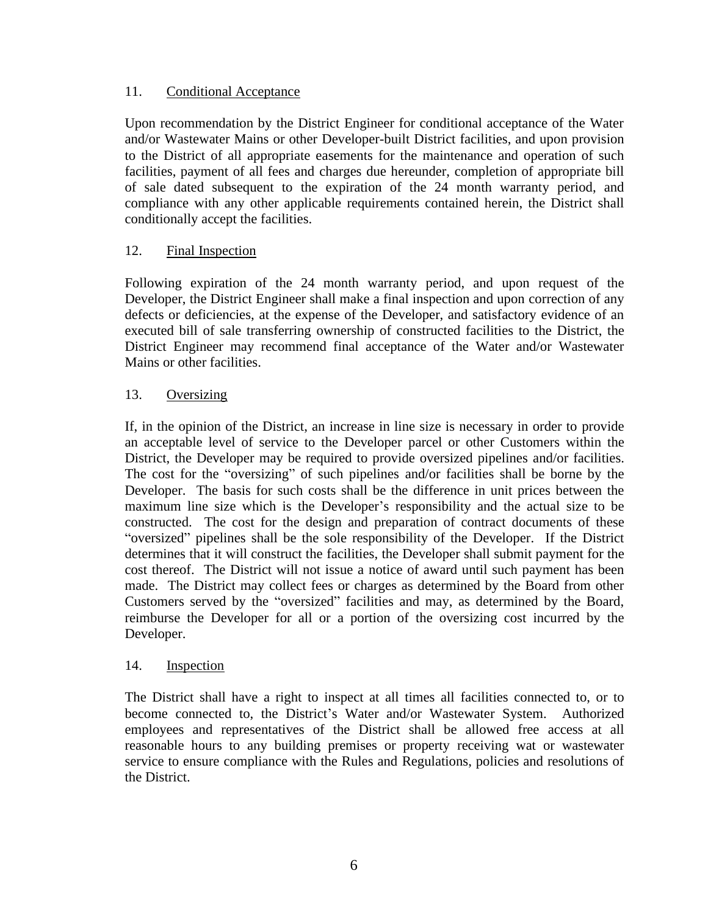## 11. Conditional Acceptance

Upon recommendation by the District Engineer for conditional acceptance of the Water and/or Wastewater Mains or other Developer-built District facilities, and upon provision to the District of all appropriate easements for the maintenance and operation of such facilities, payment of all fees and charges due hereunder, completion of appropriate bill of sale dated subsequent to the expiration of the 24 month warranty period, and compliance with any other applicable requirements contained herein, the District shall conditionally accept the facilities.

## 12. Final Inspection

Following expiration of the 24 month warranty period, and upon request of the Developer, the District Engineer shall make a final inspection and upon correction of any defects or deficiencies, at the expense of the Developer, and satisfactory evidence of an executed bill of sale transferring ownership of constructed facilities to the District, the District Engineer may recommend final acceptance of the Water and/or Wastewater Mains or other facilities.

## 13. Oversizing

If, in the opinion of the District, an increase in line size is necessary in order to provide an acceptable level of service to the Developer parcel or other Customers within the District, the Developer may be required to provide oversized pipelines and/or facilities. The cost for the "oversizing" of such pipelines and/or facilities shall be borne by the Developer. The basis for such costs shall be the difference in unit prices between the maximum line size which is the Developer's responsibility and the actual size to be constructed. The cost for the design and preparation of contract documents of these "oversized" pipelines shall be the sole responsibility of the Developer. If the District determines that it will construct the facilities, the Developer shall submit payment for the cost thereof. The District will not issue a notice of award until such payment has been made. The District may collect fees or charges as determined by the Board from other Customers served by the "oversized" facilities and may, as determined by the Board, reimburse the Developer for all or a portion of the oversizing cost incurred by the Developer.

## 14. Inspection

The District shall have a right to inspect at all times all facilities connected to, or to become connected to, the District's Water and/or Wastewater System. Authorized employees and representatives of the District shall be allowed free access at all reasonable hours to any building premises or property receiving wat or wastewater service to ensure compliance with the Rules and Regulations, policies and resolutions of the District.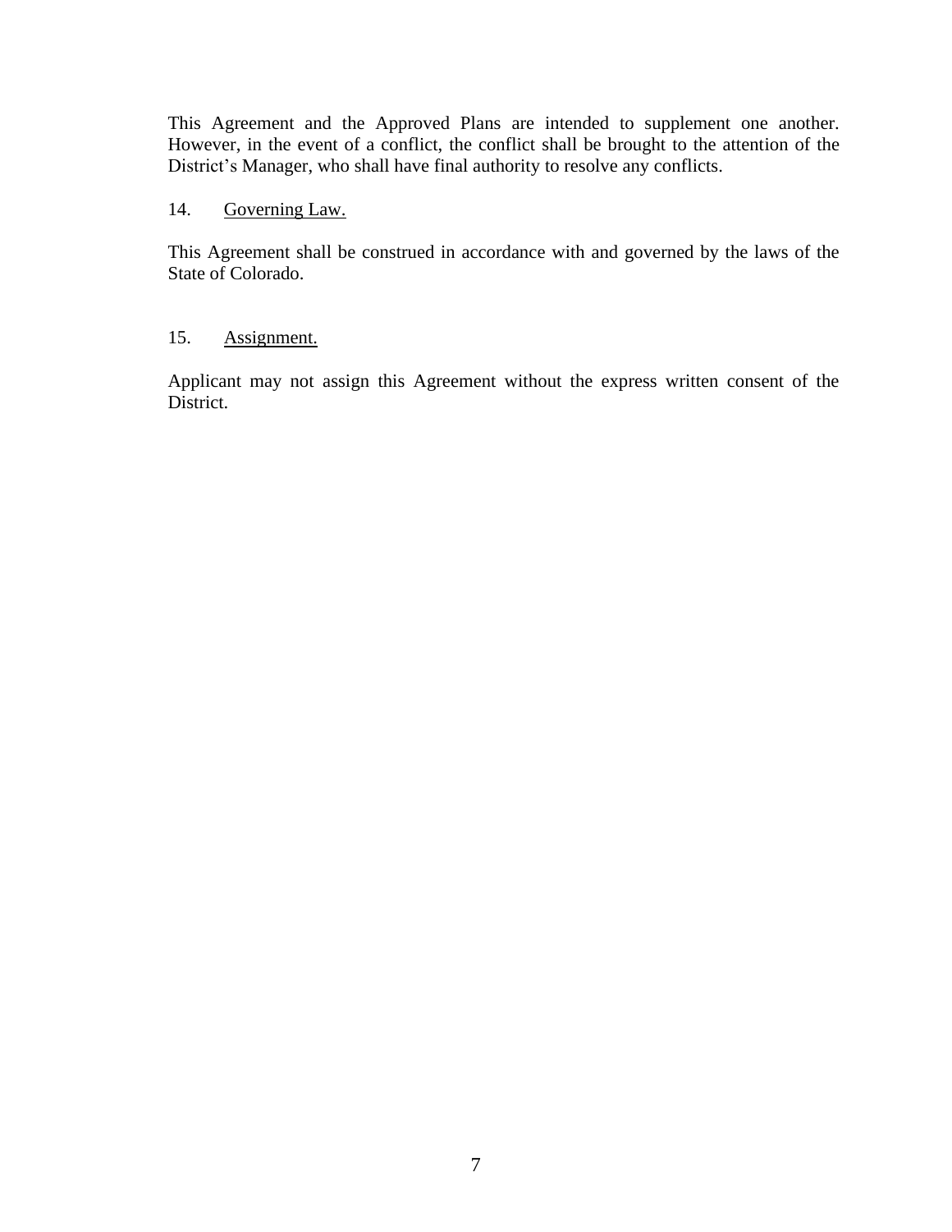This Agreement and the Approved Plans are intended to supplement one another. However, in the event of a conflict, the conflict shall be brought to the attention of the District's Manager, who shall have final authority to resolve any conflicts.

14. Governing Law.

This Agreement shall be construed in accordance with and governed by the laws of the State of Colorado.

15. Assignment.

Applicant may not assign this Agreement without the express written consent of the District.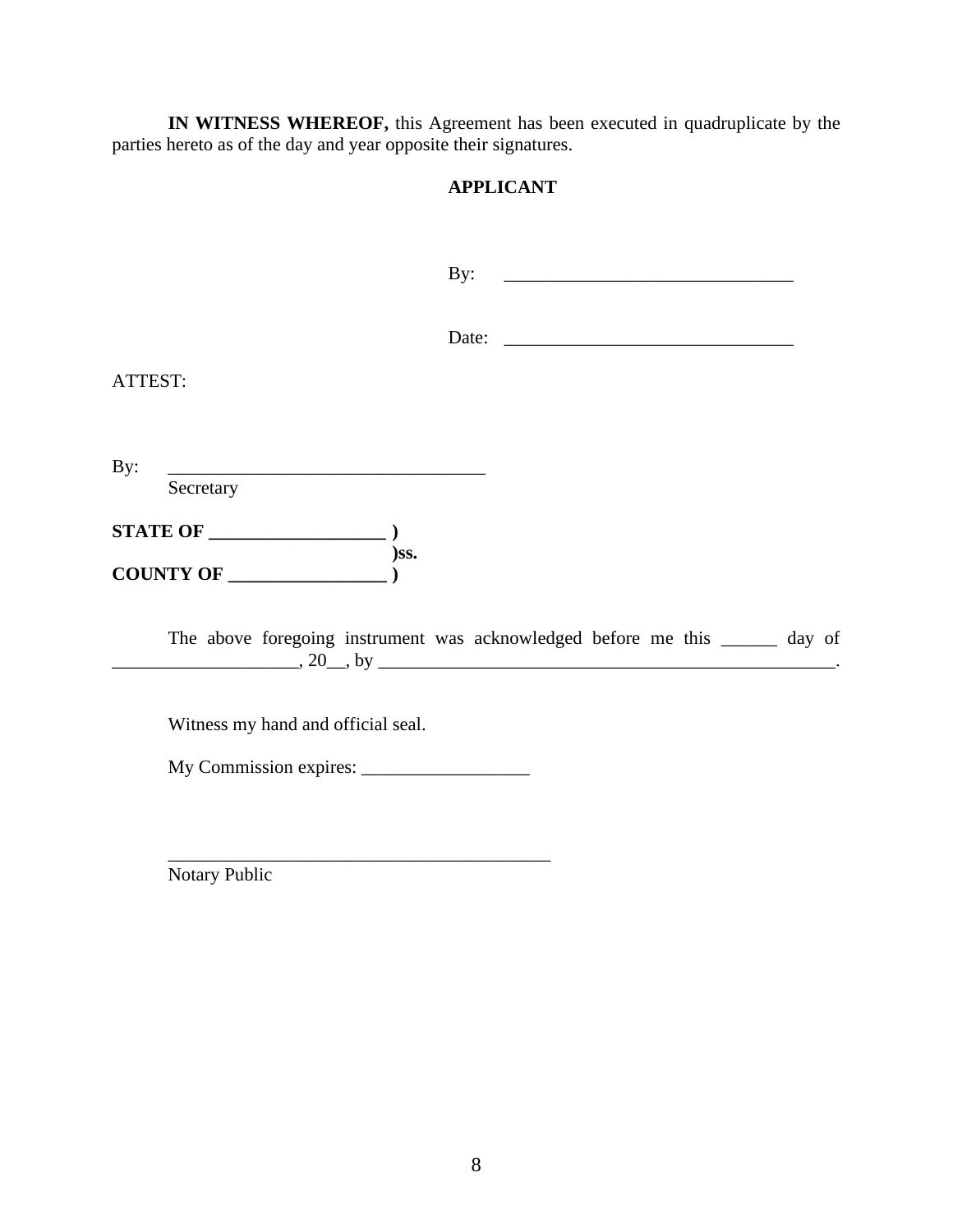**IN WITNESS WHEREOF,** this Agreement has been executed in quadruplicate by the parties hereto as of the day and year opposite their signatures.

**APPLICANT**

By: _______________________________

Date: _______________________________

ATTEST:

By: __________________________________
Secretary

**STATE OF __________________ )**
**)ss.**
**COUNTY OF ________________ )**

The above foregoing instrument was acknowledged before me this ______ day of ____________________, 20__, by _____________________________________________________.

Witness my hand and official seal.

My Commission expires: __________________

_________________________________________
Notary Public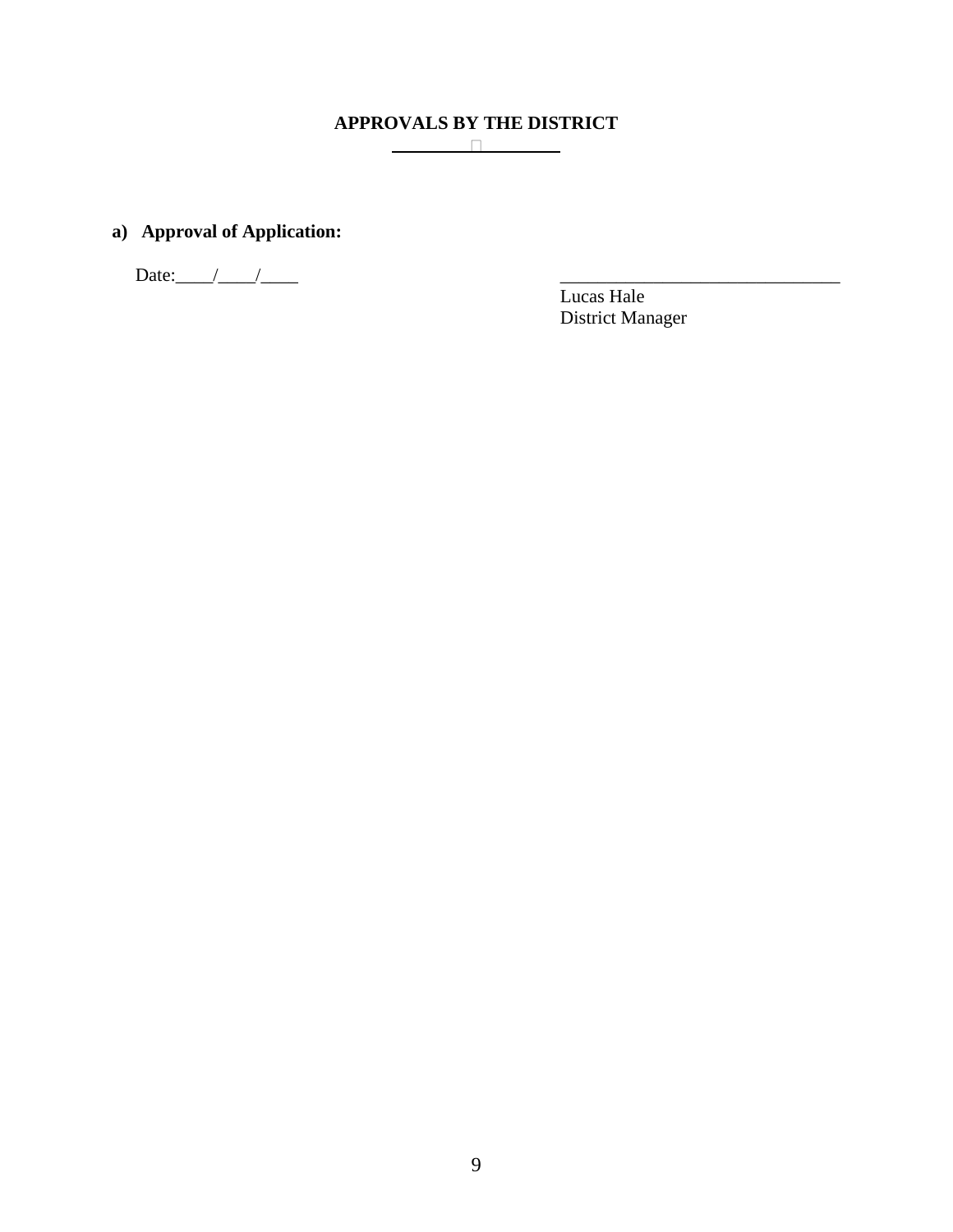# APPROVALS BY THE DISTRICT

**a) Approval of Application:**

Date:____/____/____

_______________________________
Lucas Hale
District Manager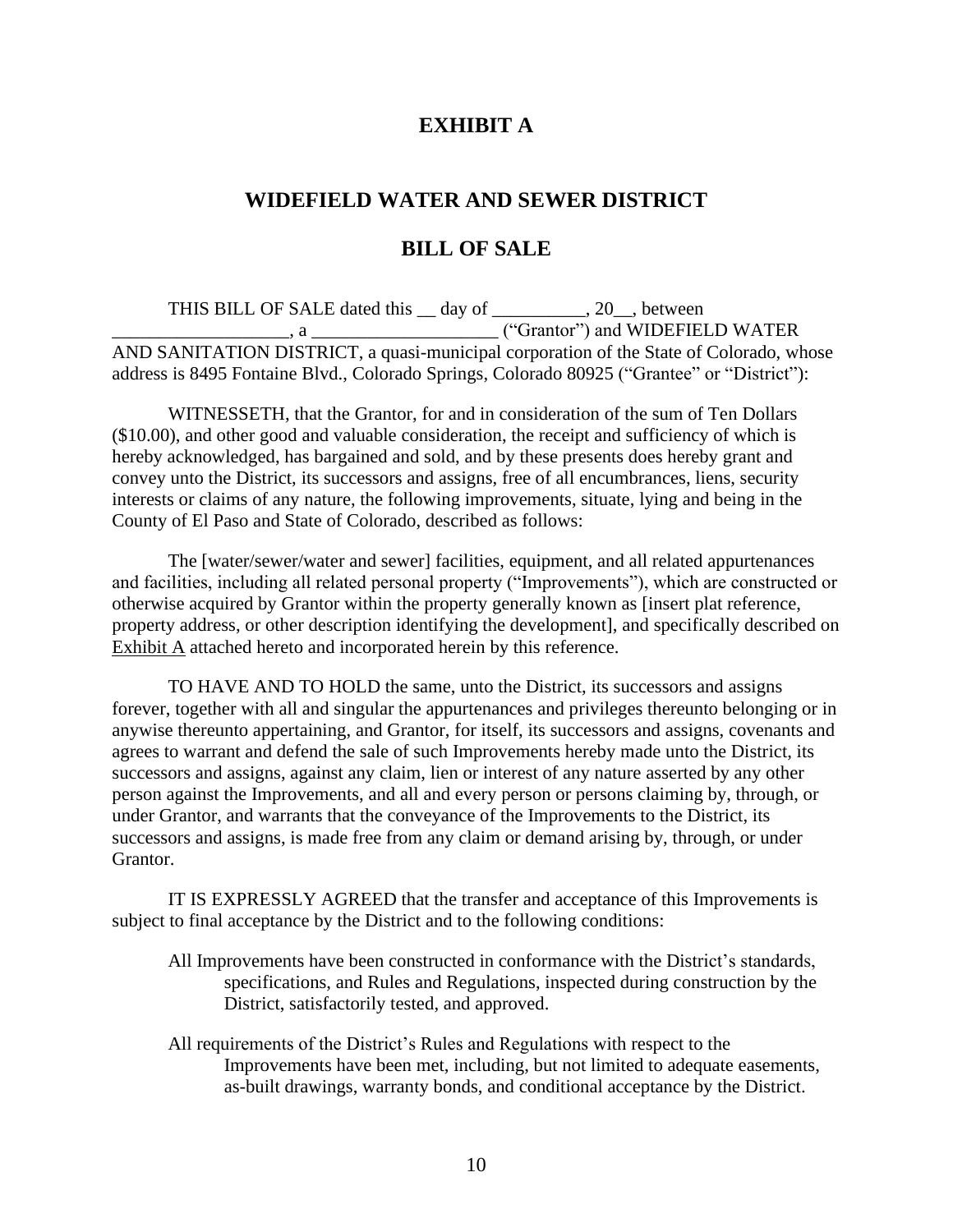# EXHIBIT A

## WIDEFIELD WATER AND SEWER DISTRICT

## BILL OF SALE

THIS BILL OF SALE dated this __ day of __________, 20__, between ___________________, a ____________________ ("Grantor") and WIDEFIELD WATER AND SANITATION DISTRICT, a quasi-municipal corporation of the State of Colorado, whose address is 8495 Fontaine Blvd., Colorado Springs, Colorado 80925 ("Grantee" or "District"):

WITNESSETH, that the Grantor, for and in consideration of the sum of Ten Dollars ($10.00), and other good and valuable consideration, the receipt and sufficiency of which is hereby acknowledged, has bargained and sold, and by these presents does hereby grant and convey unto the District, its successors and assigns, free of all encumbrances, liens, security interests or claims of any nature, the following improvements, situate, lying and being in the County of El Paso and State of Colorado, described as follows:

The [water/sewer/water and sewer] facilities, equipment, and all related appurtenances and facilities, including all related personal property ("Improvements"), which are constructed or otherwise acquired by Grantor within the property generally known as [insert plat reference, property address, or other description identifying the development], and specifically described on Exhibit A attached hereto and incorporated herein by this reference.

TO HAVE AND TO HOLD the same, unto the District, its successors and assigns forever, together with all and singular the appurtenances and privileges thereunto belonging or in anywise thereunto appertaining, and Grantor, for itself, its successors and assigns, covenants and agrees to warrant and defend the sale of such Improvements hereby made unto the District, its successors and assigns, against any claim, lien or interest of any nature asserted by any other person against the Improvements, and all and every person or persons claiming by, through, or under Grantor, and warrants that the conveyance of the Improvements to the District, its successors and assigns, is made free from any claim or demand arising by, through, or under Grantor.

IT IS EXPRESSLY AGREED that the transfer and acceptance of this Improvements is subject to final acceptance by the District and to the following conditions:

All Improvements have been constructed in conformance with the District's standards, specifications, and Rules and Regulations, inspected during construction by the District, satisfactorily tested, and approved.

All requirements of the District's Rules and Regulations with respect to the Improvements have been met, including, but not limited to adequate easements, as-built drawings, warranty bonds, and conditional acceptance by the District.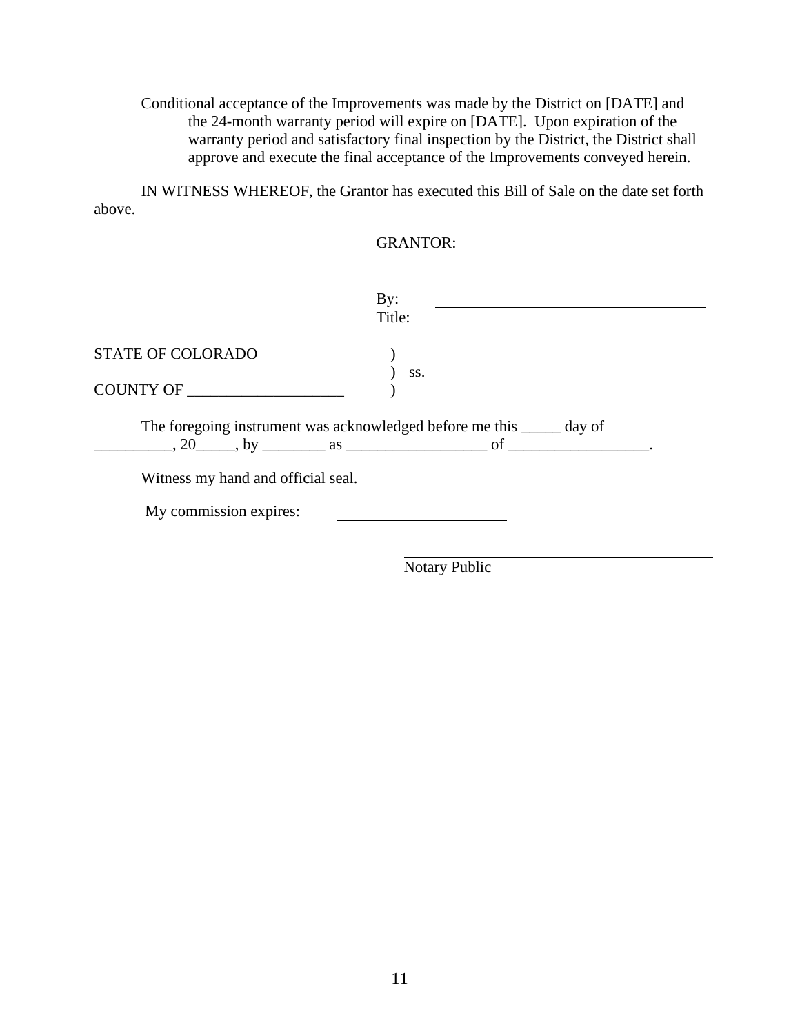Conditional acceptance of the Improvements was made by the District on [DATE] and the 24-month warranty period will expire on [DATE]. Upon expiration of the warranty period and satisfactory final inspection by the District, the District shall approve and execute the final acceptance of the Improvements conveyed herein.

IN WITNESS WHEREOF, the Grantor has executed this Bill of Sale on the date set forth above.

GRANTOR:

\_\_\_\_\_\_\_\_\_\_\_\_\_\_\_\_\_\_\_\_\_\_\_\_\_\_\_\_\_\_\_\_\_\_\_\_\_\_\_\_

By: \_\_\_\_\_\_\_\_\_\_\_\_\_\_\_\_\_\_\_\_\_\_\_\_\_\_\_\_\_\_\_\_\_\_\_\_

Title: \_\_\_\_\_\_\_\_\_\_\_\_\_\_\_\_\_\_\_\_\_\_\_\_\_\_\_\_\_\_\_\_\_\_

STATE OF COLORADO )
) ss.
COUNTY OF \_\_\_\_\_\_\_\_\_\_\_\_\_\_\_\_\_\_\_\_ )

The foregoing instrument was acknowledged before me this \_\_\_\_\_ day of \_\_\_\_\_\_\_\_\_\_, 20\_\_\_\_\_, by \_\_\_\_\_\_\_\_ as \_\_\_\_\_\_\_\_\_\_\_\_\_\_\_\_\_\_ of \_\_\_\_\_\_\_\_\_\_\_\_\_\_\_\_\_\_.

Witness my hand and official seal.

My commission expires: \_\_\_\_\_\_\_\_\_\_\_\_\_\_\_\_\_\_\_\_\_\_

\_\_\_\_\_\_\_\_\_\_\_\_\_\_\_\_\_\_\_\_\_\_\_\_\_\_\_\_\_\_\_\_\_\_\_\_\_\_\_\_

Notary Public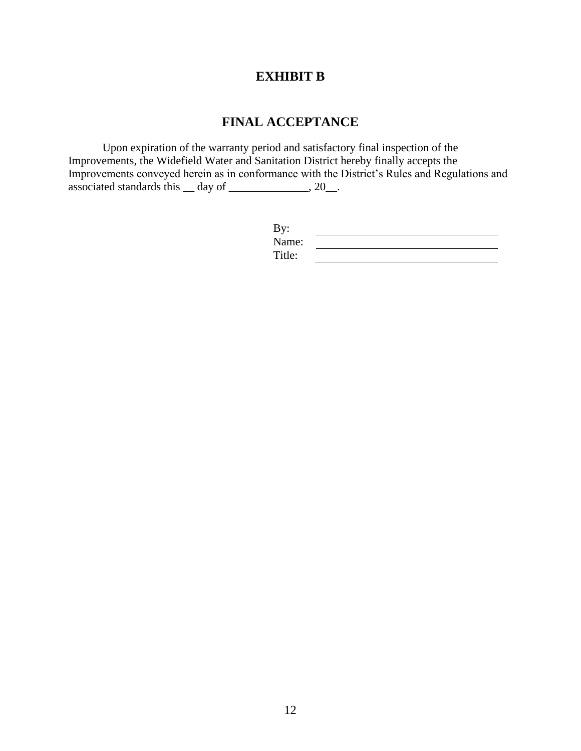# EXHIBIT B

## FINAL ACCEPTANCE

Upon expiration of the warranty period and satisfactory final inspection of the Improvements, the Widefield Water and Sanitation District hereby finally accepts the Improvements conveyed herein as in conformance with the District's Rules and Regulations and associated standards this __ day of ______________, 20__.

By: ________________________________
Name: ________________________________
Title: ________________________________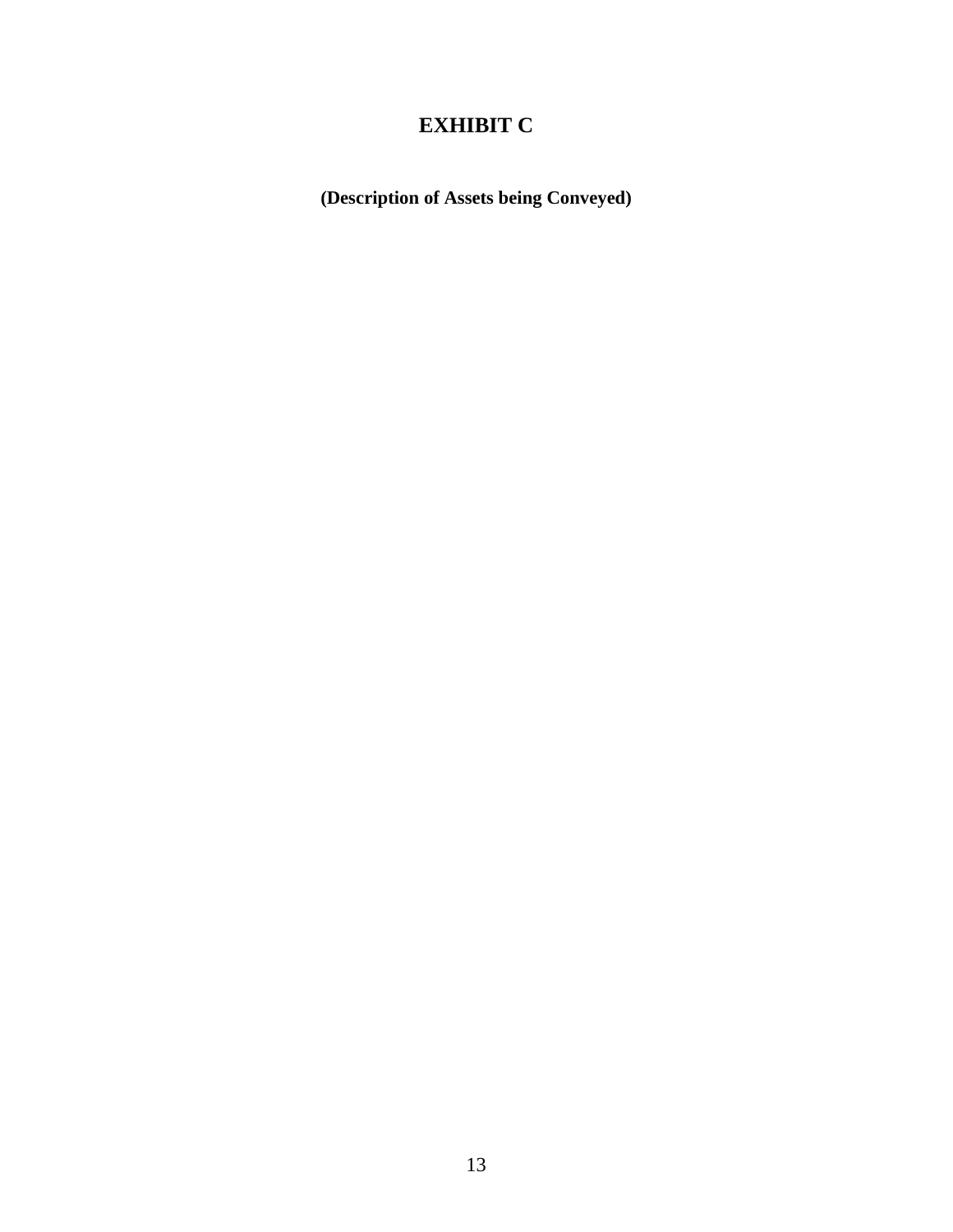# EXHIBIT C

**(Description of Assets being Conveyed)**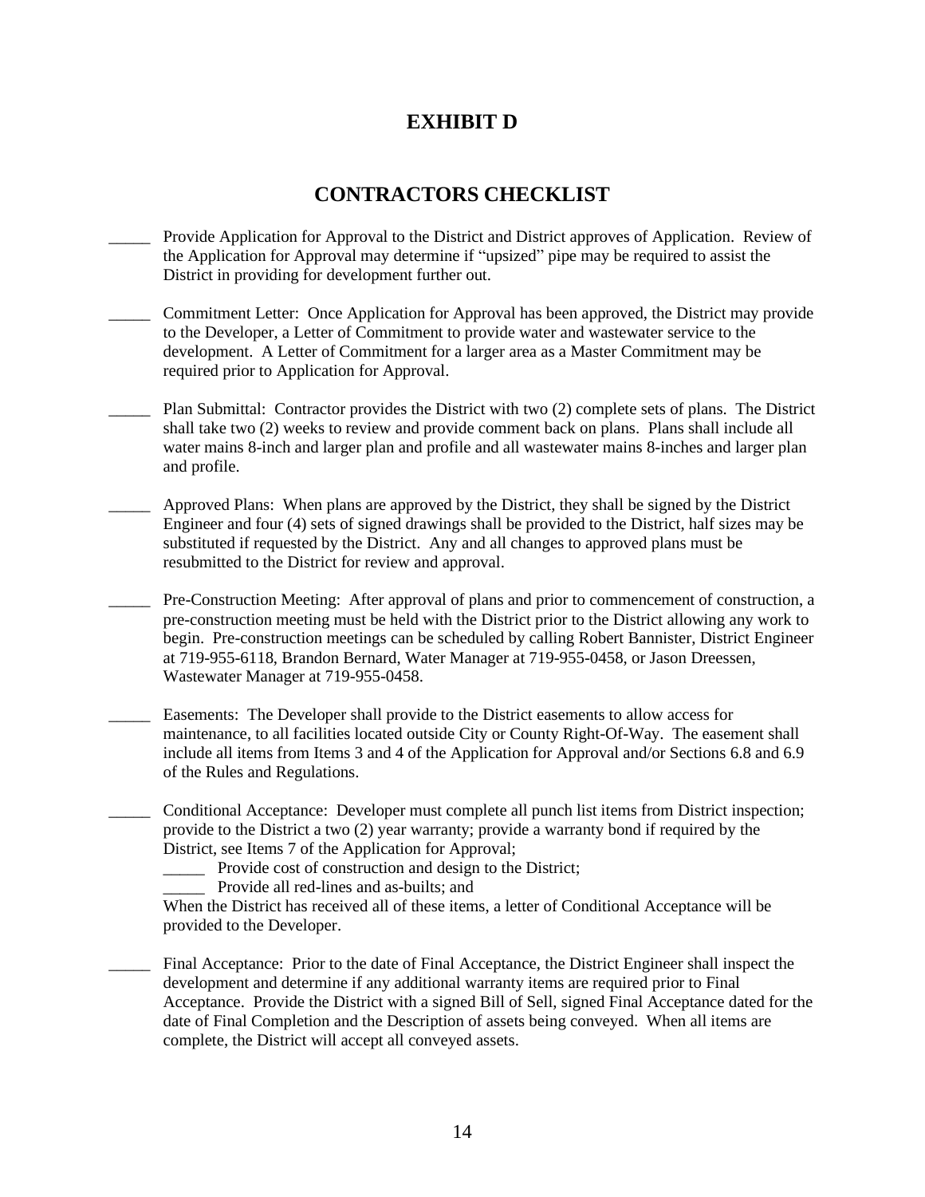# EXHIBIT D

# CONTRACTORS CHECKLIST

_____ Provide Application for Approval to the District and District approves of Application. Review of the Application for Approval may determine if "upsized" pipe may be required to assist the District in providing for development further out.

_____ Commitment Letter: Once Application for Approval has been approved, the District may provide to the Developer, a Letter of Commitment to provide water and wastewater service to the development. A Letter of Commitment for a larger area as a Master Commitment may be required prior to Application for Approval.

_____ Plan Submittal: Contractor provides the District with two (2) complete sets of plans. The District shall take two (2) weeks to review and provide comment back on plans. Plans shall include all water mains 8-inch and larger plan and profile and all wastewater mains 8-inches and larger plan and profile.

_____ Approved Plans: When plans are approved by the District, they shall be signed by the District Engineer and four (4) sets of signed drawings shall be provided to the District, half sizes may be substituted if requested by the District. Any and all changes to approved plans must be resubmitted to the District for review and approval.

_____ Pre-Construction Meeting: After approval of plans and prior to commencement of construction, a pre-construction meeting must be held with the District prior to the District allowing any work to begin. Pre-construction meetings can be scheduled by calling Robert Bannister, District Engineer at 719-955-6118, Brandon Bernard, Water Manager at 719-955-0458, or Jason Dreessen, Wastewater Manager at 719-955-0458.

_____ Easements: The Developer shall provide to the District easements to allow access for maintenance, to all facilities located outside City or County Right-Of-Way. The easement shall include all items from Items 3 and 4 of the Application for Approval and/or Sections 6.8 and 6.9 of the Rules and Regulations.

_____ Conditional Acceptance: Developer must complete all punch list items from District inspection; provide to the District a two (2) year warranty; provide a warranty bond if required by the District, see Items 7 of the Application for Approval;

_____ Provide cost of construction and design to the District;

_____ Provide all red-lines and as-builts; and

When the District has received all of these items, a letter of Conditional Acceptance will be provided to the Developer.

_____ Final Acceptance: Prior to the date of Final Acceptance, the District Engineer shall inspect the development and determine if any additional warranty items are required prior to Final Acceptance. Provide the District with a signed Bill of Sell, signed Final Acceptance dated for the date of Final Completion and the Description of assets being conveyed. When all items are complete, the District will accept all conveyed assets.